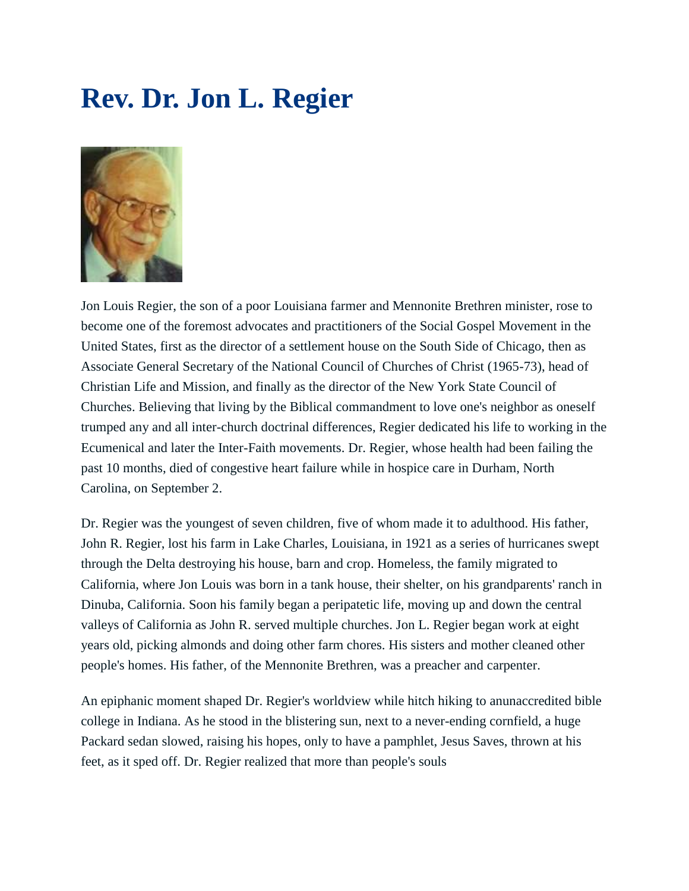# Rev. Dr. Jon L. Regier

Jon Louis Regier, the son of a poor Louisiana farmer and Mennonite Brethren minister, rose to become one of the foremost advocates and practitioners of the Social Gospel Movement in the United States, first as the director of a settlement house on the South Side of Chicago, then as Associate General Secretary of the National Council of Churches of Christ (1965-73), head of Christian Life and Mission, and finally as the director of the New York State Council of Churches. Believing that living by the Biblical commandment to love one's neighbor as oneself trumped any and all inter-church doctrinal differences, Regier dedicated his life to working in the Ecumenical and later the Inter-Faith movements. Dr. Regier, whose health had been failing the past 10 months, died of congestive heart failure while in hospice care in Durham, North Carolina, on September 2.

Dr. Regier was the youngest of seven children, five of whom made it to adulthood. His father, John R. Regier, lost his farm in Lake Charles, Louisiana, in 1921 as a series of hurricanes swept through the Delta destroying his house, barn and crop. Homeless, the family migrated to California, where Jon Louis was born in a tank house, their shelter, on his grandparents' ranch in Dinuba, California. Soon his family began a peripatetic life, moving up and down the central valleys of California as John R. served multiple churches. Jon L. Regier began work at eight years old, picking almonds and doing other farm chores. His sisters and mother cleaned other people's homes. His father, of the Mennonite Brethren, was a preacher and carpenter.

An epiphanic moment shaped Dr. Regier's worldview while hitch hiking to anunaccredited bible college in Indiana. As he stood in the blistering sun, next to a never-ending cornfield, a huge Packard sedan slowed, raising his hopes, only to have a pamphlet, Jesus Saves, thrown at his feet, as it sped off. Dr. Regier realized that more than people's souls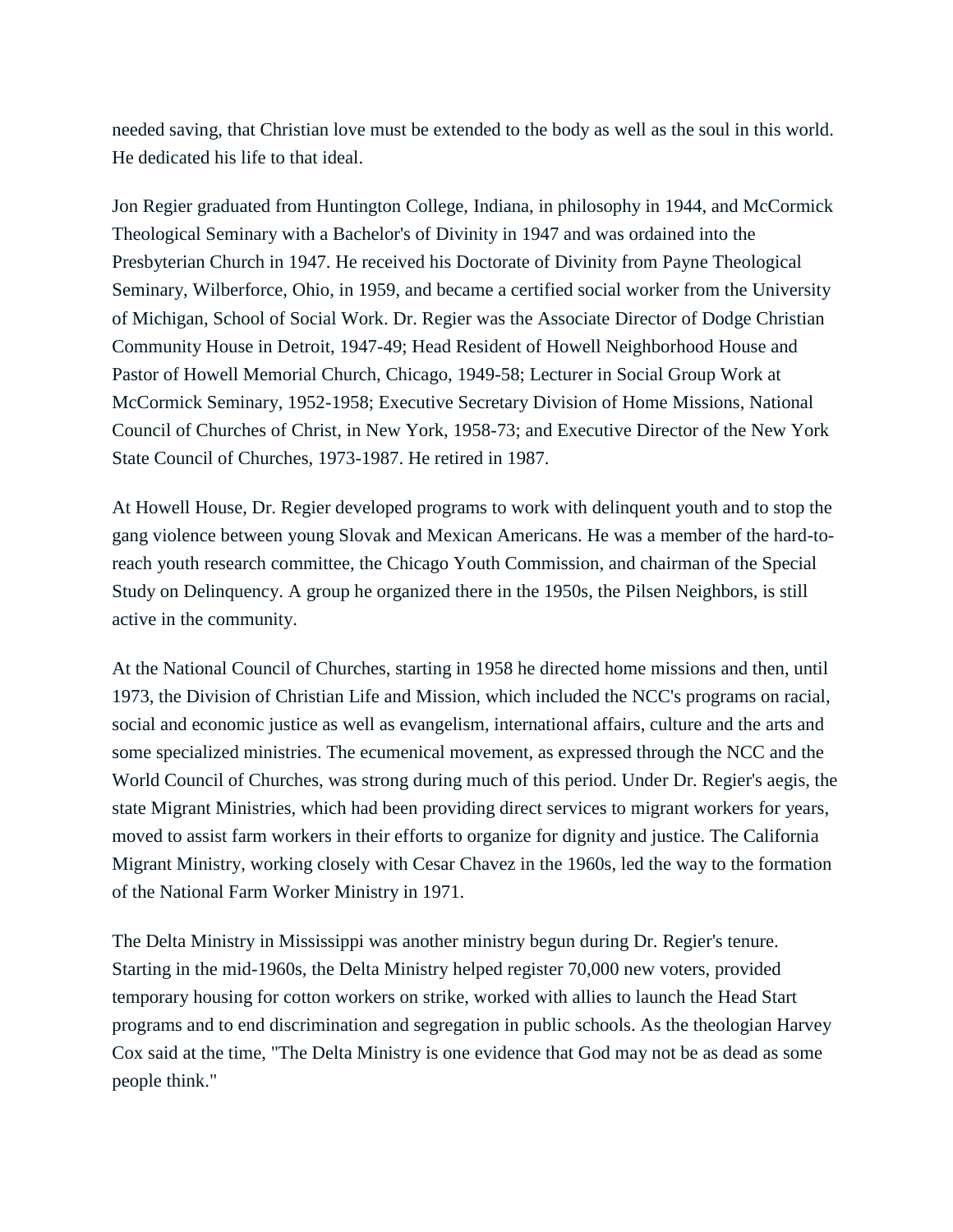needed saving, that Christian love must be extended to the body as well as the soul in this world. He dedicated his life to that ideal.

Jon Regier graduated from Huntington College, Indiana, in philosophy in 1944, and McCormick Theological Seminary with a Bachelor's of Divinity in 1947 and was ordained into the Presbyterian Church in 1947. He received his Doctorate of Divinity from Payne Theological Seminary, Wilberforce, Ohio, in 1959, and became a certified social worker from the University of Michigan, School of Social Work. Dr. Regier was the Associate Director of Dodge Christian Community House in Detroit, 1947-49; Head Resident of Howell Neighborhood House and Pastor of Howell Memorial Church, Chicago, 1949-58; Lecturer in Social Group Work at McCormick Seminary, 1952-1958; Executive Secretary Division of Home Missions, National Council of Churches of Christ, in New York, 1958-73; and Executive Director of the New York State Council of Churches, 1973-1987. He retired in 1987.

At Howell House, Dr. Regier developed programs to work with delinquent youth and to stop the gang violence between young Slovak and Mexican Americans. He was a member of the hard-to-reach youth research committee, the Chicago Youth Commission, and chairman of the Special Study on Delinquency. A group he organized there in the 1950s, the Pilsen Neighbors, is still active in the community.

At the National Council of Churches, starting in 1958 he directed home missions and then, until 1973, the Division of Christian Life and Mission, which included the NCC's programs on racial, social and economic justice as well as evangelism, international affairs, culture and the arts and some specialized ministries. The ecumenical movement, as expressed through the NCC and the World Council of Churches, was strong during much of this period. Under Dr. Regier's aegis, the state Migrant Ministries, which had been providing direct services to migrant workers for years, moved to assist farm workers in their efforts to organize for dignity and justice. The California Migrant Ministry, working closely with Cesar Chavez in the 1960s, led the way to the formation of the National Farm Worker Ministry in 1971.

The Delta Ministry in Mississippi was another ministry begun during Dr. Regier's tenure. Starting in the mid-1960s, the Delta Ministry helped register 70,000 new voters, provided temporary housing for cotton workers on strike, worked with allies to launch the Head Start programs and to end discrimination and segregation in public schools. As the theologian Harvey Cox said at the time, "The Delta Ministry is one evidence that God may not be as dead as some people think."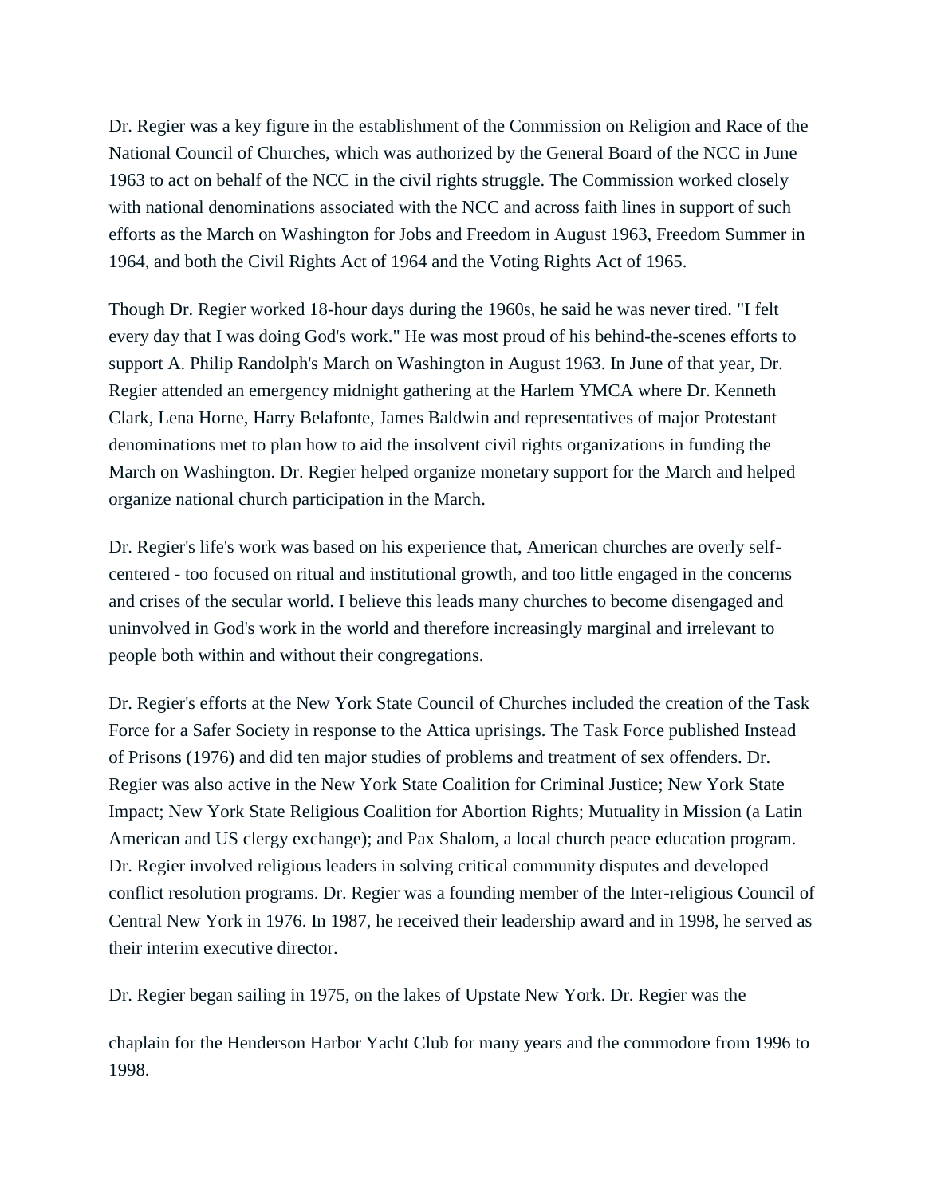Dr. Regier was a key figure in the establishment of the Commission on Religion and Race of the National Council of Churches, which was authorized by the General Board of the NCC in June 1963 to act on behalf of the NCC in the civil rights struggle. The Commission worked closely with national denominations associated with the NCC and across faith lines in support of such efforts as the March on Washington for Jobs and Freedom in August 1963, Freedom Summer in 1964, and both the Civil Rights Act of 1964 and the Voting Rights Act of 1965.

Though Dr. Regier worked 18-hour days during the 1960s, he said he was never tired. "I felt every day that I was doing God's work." He was most proud of his behind-the-scenes efforts to support A. Philip Randolph's March on Washington in August 1963. In June of that year, Dr. Regier attended an emergency midnight gathering at the Harlem YMCA where Dr. Kenneth Clark, Lena Horne, Harry Belafonte, James Baldwin and representatives of major Protestant denominations met to plan how to aid the insolvent civil rights organizations in funding the March on Washington. Dr. Regier helped organize monetary support for the March and helped organize national church participation in the March.

Dr. Regier's life's work was based on his experience that, American churches are overly self-centered - too focused on ritual and institutional growth, and too little engaged in the concerns and crises of the secular world. I believe this leads many churches to become disengaged and uninvolved in God's work in the world and therefore increasingly marginal and irrelevant to people both within and without their congregations.

Dr. Regier's efforts at the New York State Council of Churches included the creation of the Task Force for a Safer Society in response to the Attica uprisings. The Task Force published Instead of Prisons (1976) and did ten major studies of problems and treatment of sex offenders. Dr. Regier was also active in the New York State Coalition for Criminal Justice; New York State Impact; New York State Religious Coalition for Abortion Rights; Mutuality in Mission (a Latin American and US clergy exchange); and Pax Shalom, a local church peace education program. Dr. Regier involved religious leaders in solving critical community disputes and developed conflict resolution programs. Dr. Regier was a founding member of the Inter-religious Council of Central New York in 1976. In 1987, he received their leadership award and in 1998, he served as their interim executive director.

Dr. Regier began sailing in 1975, on the lakes of Upstate New York. Dr. Regier was the chaplain for the Henderson Harbor Yacht Club for many years and the commodore from 1996 to 1998.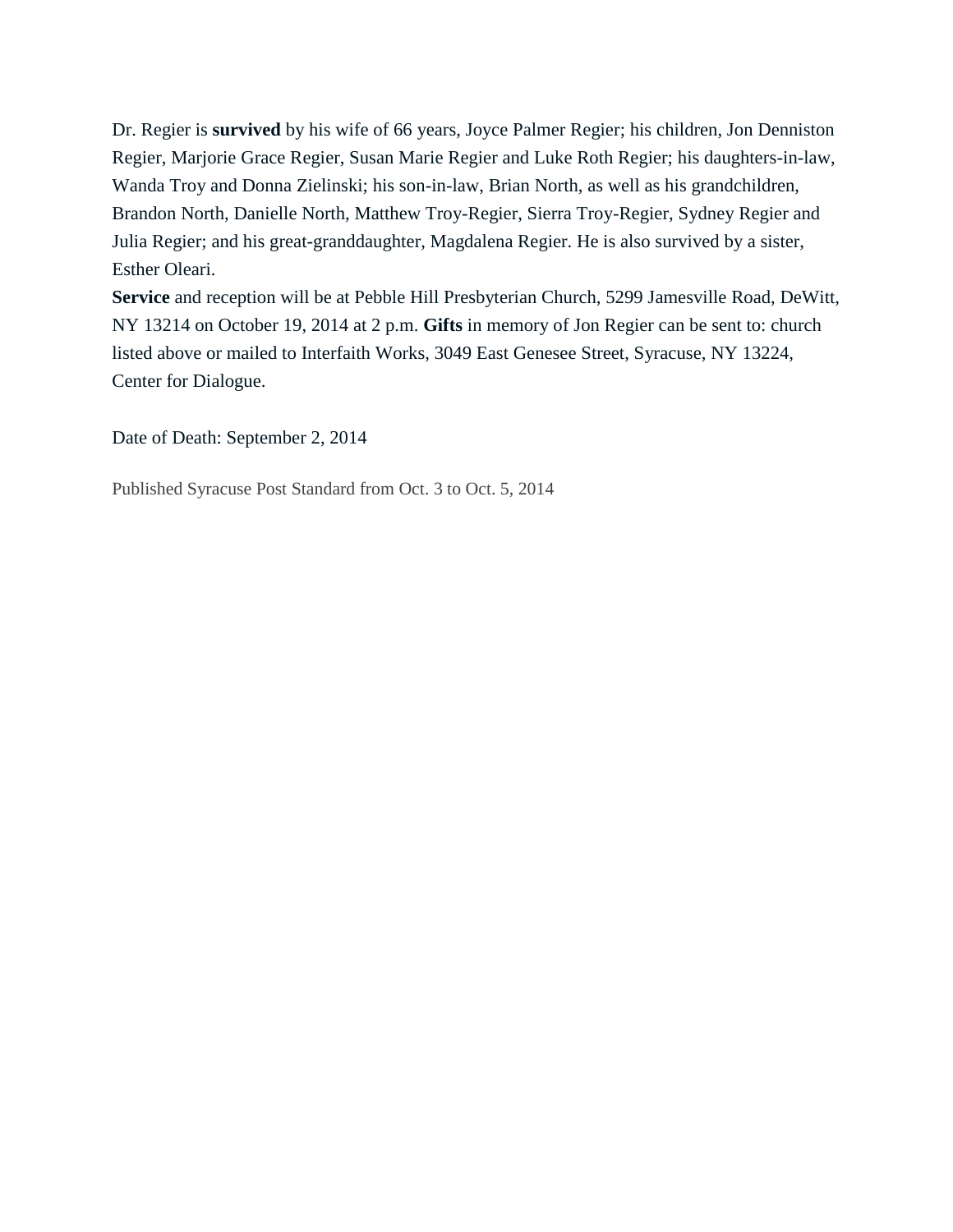Dr. Regier is **survived** by his wife of 66 years, Joyce Palmer Regier; his children, Jon Denniston Regier, Marjorie Grace Regier, Susan Marie Regier and Luke Roth Regier; his daughters-in-law, Wanda Troy and Donna Zielinski; his son-in-law, Brian North, as well as his grandchildren, Brandon North, Danielle North, Matthew Troy-Regier, Sierra Troy-Regier, Sydney Regier and Julia Regier; and his great-granddaughter, Magdalena Regier. He is also survived by a sister, Esther Oleari.

**Service** and reception will be at Pebble Hill Presbyterian Church, 5299 Jamesville Road, DeWitt, NY 13214 on October 19, 2014 at 2 p.m. **Gifts** in memory of Jon Regier can be sent to: church listed above or mailed to Interfaith Works, 3049 East Genesee Street, Syracuse, NY 13224, Center for Dialogue.

Date of Death: September 2, 2014

Published Syracuse Post Standard from Oct. 3 to Oct. 5, 2014